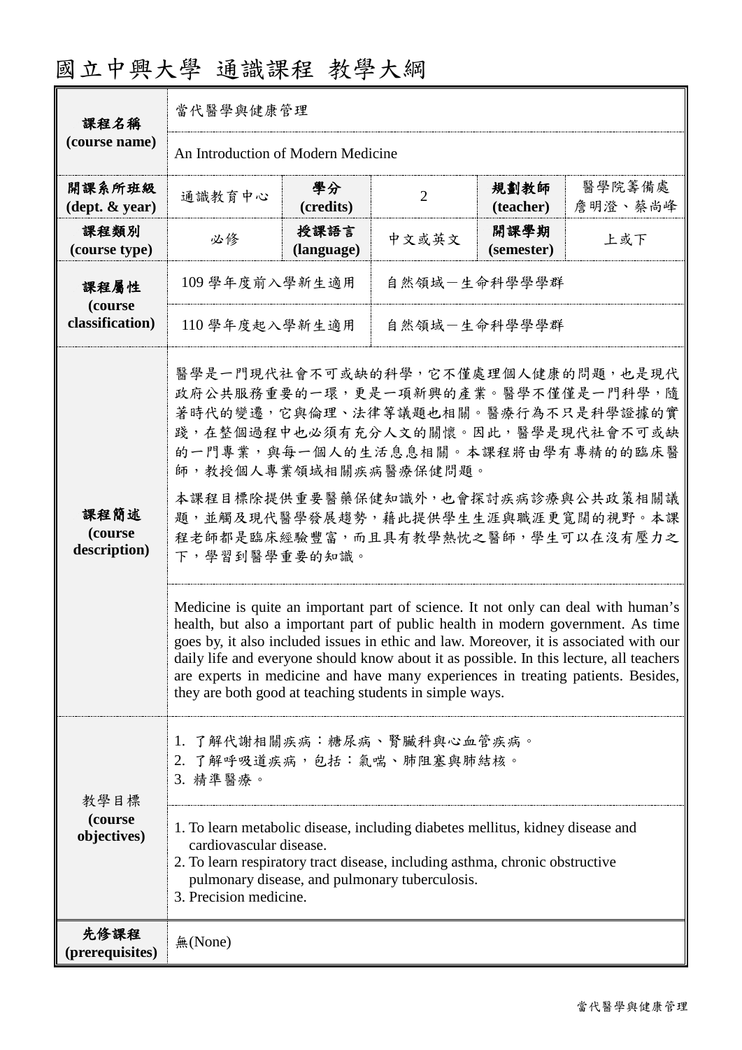# 國立中興大學 通識課程 教學大綱

| 課程名稱 (course name) | 當代醫學與健康管理 | | | | |
|---|---|---|---|---|---|
| | An Introduction of Modern Medicine | | | | |
| 開課系所班級 (dept. & year) | 通識教育中心 | 學分 (credits) | 2 | 規劃教師 (teacher) | 醫學院籌備處 詹明澄、蔡尚峰 |
| 課程類別 (course type) | 必修 | 授課語言 (language) | 中文或英文 | 開課學期 (semester) | 上或下 |
| 課程屬性 (course classification) | 109 學年度前入學新生適用 | 自然領域－生命科學學群 | | | |
| | 110 學年度起入學新生適用 | 自然領域－生命科學學群 | | | |
| 課程簡述 (course description) | 醫學是一門現代社會不可或缺的科學，它不僅處理個人健康的問題，也是現代政府公共服務重要的一環，更是一項新興的產業。醫學不僅僅是一門科學，隨著時代的變遷，它與倫理、法律等議題也相關。醫療行為不只是科學證據的實踐，在整個過程中也必須有充分人文的關懷。因此，醫學是現代社會不可或缺的一門專業，與每一個人的生活息息相關。本課程將由學有專精的的臨床醫師，教授個人專業領域相關疾病醫療保健問題。<br><br>本課程目標除提供重要醫藥保健知識外，也會探討疾病診療與公共政策相關議題，並觸及現代醫學發展趨勢，藉此提供學生生涯與職涯更寬闊的視野。本課程老師都是臨床經驗豐富，而且具有教學熱忱之醫師，學生可以在沒有壓力之下，學習到醫學重要的知識。 | | | | |
| | Medicine is quite an important part of science. It not only can deal with human's health, but also a important part of public health in modern government. As time goes by, it also included issues in ethic and law. Moreover, it is associated with our daily life and everyone should know about it as possible. In this lecture, all teachers are experts in medicine and have many experiences in treating patients. Besides, they are both good at teaching students in simple ways. | | | | |
| 教學目標 (course objectives) | 1. 了解代謝相關疾病：糖尿病、腎臟科與心血管疾病。<br>2. 了解呼吸道疾病，包括：氣喘、肺阻塞與肺結核。<br>3. 精準醫療。 | | | | |
| | 1. To learn metabolic disease, including diabetes mellitus, kidney disease and cardiovascular disease.<br>2. To learn respiratory tract disease, including asthma, chronic obstructive pulmonary disease, and pulmonary tuberculosis.<br>3. Precision medicine. | | | | |
| 先修課程 (prerequisites) | 無(None) | | | | |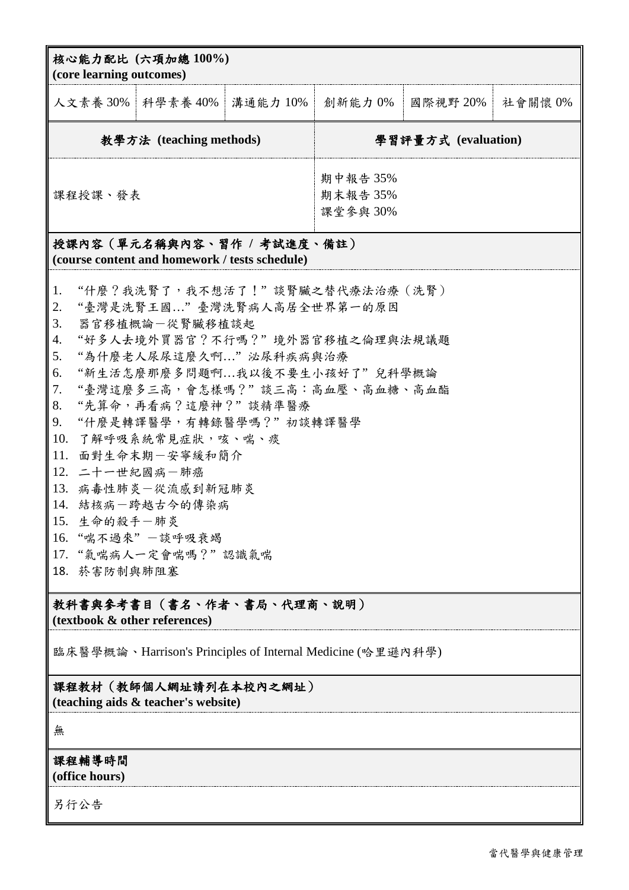**核心能力配比 (六項加總 100%)**
**(core learning outcomes)**

| 人文素養 30% | 科學素養 40% | 溝通能力 10% | 創新能力 0% | 國際視野 20% | 社會關懷 0% |
|---|---|---|---|---|---|

| 教學方法 (teaching methods) | 學習評量方式 (evaluation) |
|---|---|
| 課程授課、發表 | 期中報告 35%<br>期末報告 35%<br>課堂參與 30% |

**授課內容（單元名稱與內容、習作 / 考試進度、備註）**
**(course content and homework / tests schedule)**

1. "什麼？我洗腎了，我不想活了！"談腎臟之替代療法治療（洗腎）
2. "臺灣是洗腎王國…"臺灣洗腎病人高居全世界第一的原因
3. 器官移植概論－從腎臟移植談起
4. "好多人去境外買器官？不行嗎？"境外器官移植之倫理與法規議題
5. "為什麼老人尿尿這麼久啊…"泌尿科疾病與治療
6. "新生活怎麼那麼多問題啊…我以後不要生小孩好了"兒科學概論
7. "臺灣這麼多三高，會怎樣嗎？"談三高：高血壓、高血糖、高血脂
8. "先算命，再看病？這麼神？"談精準醫療
9. "什麼是轉譯醫學，有轉錄醫學嗎？"初談轉譯醫學
10. 了解呼吸系統常見症狀，咳、喘、痰
11. 面對生命末期－安寧緩和簡介
12. 二十一世紀國病－肺癌
13. 病毒性肺炎－從流感到新冠肺炎
14. 結核病－跨越古今的傳染病
15. 生命的殺手－肺炎
16. "喘不過來"－談呼吸衰竭
17. "氣喘病人一定會喘嗎？"認識氣喘
18. 菸害防制與肺阻塞

**教科書與參考書目（書名、作者、書局、代理商、說明）**
**(textbook & other references)**

臨床醫學概論、Harrison's Principles of Internal Medicine (哈里遜內科學)

**課程教材（教師個人網址請列在本校內之網址）**
**(teaching aids & teacher's website)**

無

**課程輔導時間**
**(office hours)**

另行公告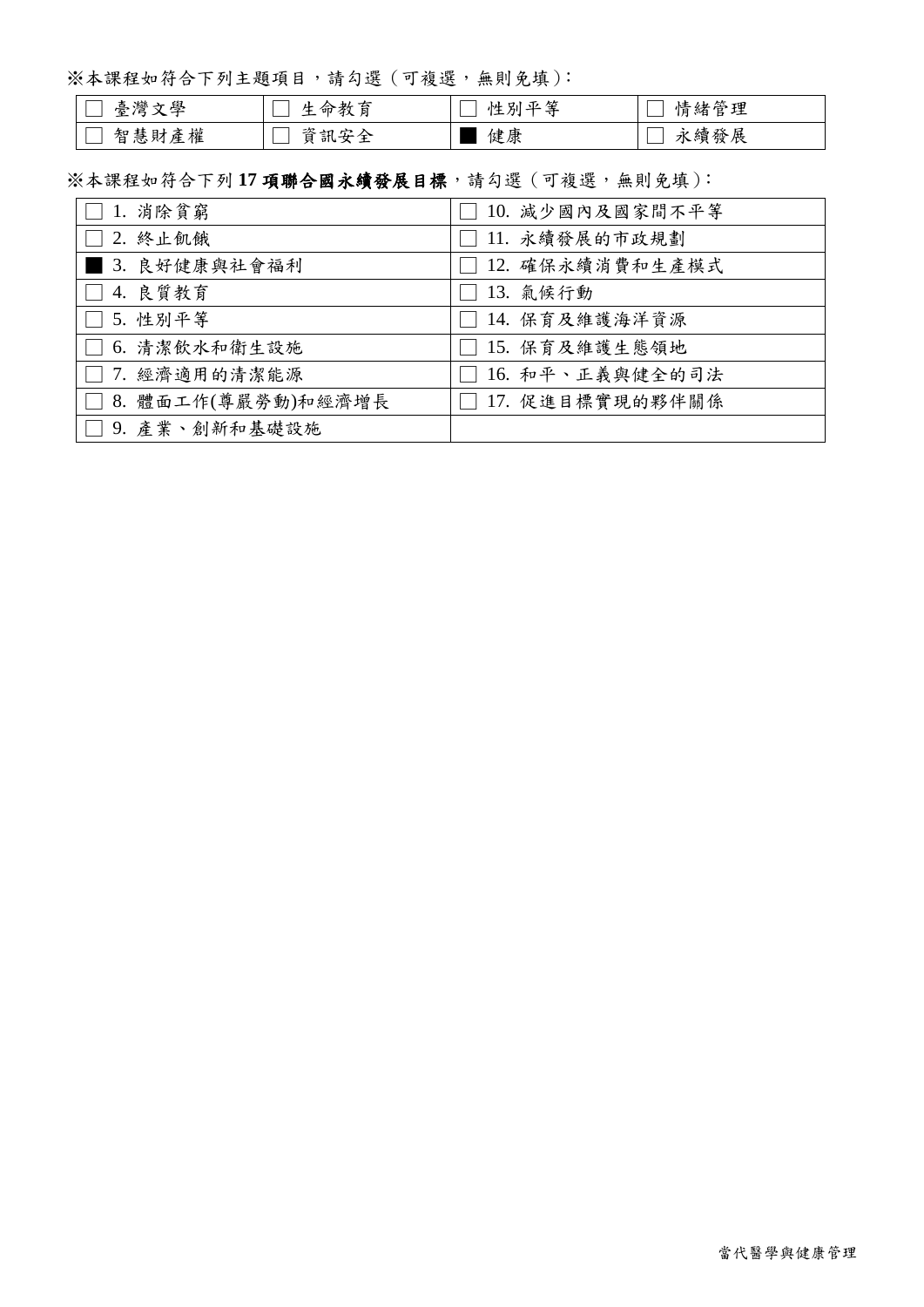※本課程如符合下列主題項目，請勾選（可複選，無則免填）：

| | | | |
|---|---|---|---|
| □ 臺灣文學 | □ 生命教育 | □ 性別平等 | □ 情緒管理 |
| □ 智慧財產權 | □ 資訊安全 | ■ 健康 | □ 永續發展 |

※本課程如符合下列 **17 項聯合國永續發展目標**，請勾選（可複選，無則免填）：

| | |
|---|---|
| □ 1. 消除貧窮 | □ 10. 減少國內及國家間不平等 |
| □ 2. 終止飢餓 | □ 11. 永續發展的市政規劃 |
| ■ 3. 良好健康與社會福利 | □ 12. 確保永續消費和生產模式 |
| □ 4. 良質教育 | □ 13. 氣候行動 |
| □ 5. 性別平等 | □ 14. 保育及維護海洋資源 |
| □ 6. 清潔飲水和衛生設施 | □ 15. 保育及維護生態領地 |
| □ 7. 經濟適用的清潔能源 | □ 16. 和平、正義與健全的司法 |
| □ 8. 體面工作(尊嚴勞動)和經濟增長 | □ 17. 促進目標實現的夥伴關係 |
| □ 9. 產業、創新和基礎設施 | |